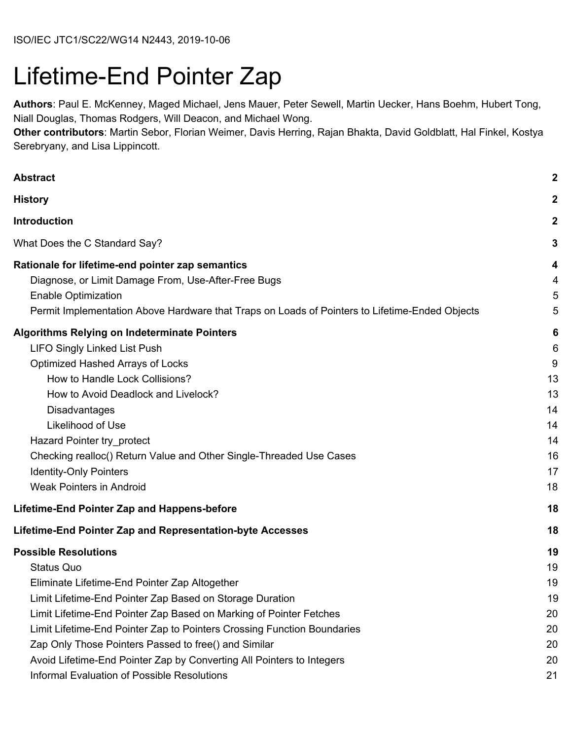ISO/IEC JTC1/SC22/WG14 N2443, 2019-10-06

# Lifetime-End Pointer Zap

**Authors**: Paul E. McKenney, Maged Michael, Jens Mauer, Peter Sewell, Martin Uecker, Hans Boehm, Hubert Tong, Niall Douglas, Thomas Rodgers, Will Deacon, and Michael Wong.
**Other contributors**: Martin Sebor, Florian Weimer, Davis Herring, Rajan Bhakta, David Goldblatt, Hal Finkel, Kostya Serebryany, and Lisa Lippincott.

| | |
|---|---|
| **Abstract** | **2** |
| **History** | **2** |
| **Introduction** | **2** |
| What Does the C Standard Say? | 3 |
| **Rationale for lifetime-end pointer zap semantics** | **4** |
| Diagnose, or Limit Damage From, Use-After-Free Bugs | 4 |
| Enable Optimization | 5 |
| Permit Implementation Above Hardware that Traps on Loads of Pointers to Lifetime-Ended Objects | 5 |
| **Algorithms Relying on Indeterminate Pointers** | **6** |
| LIFO Singly Linked List Push | 6 |
| Optimized Hashed Arrays of Locks | 9 |
| How to Handle Lock Collisions? | 13 |
| How to Avoid Deadlock and Livelock? | 13 |
| Disadvantages | 14 |
| Likelihood of Use | 14 |
| Hazard Pointer try_protect | 14 |
| Checking realloc() Return Value and Other Single-Threaded Use Cases | 16 |
| Identity-Only Pointers | 17 |
| Weak Pointers in Android | 18 |
| **Lifetime-End Pointer Zap and Happens-before** | **18** |
| **Lifetime-End Pointer Zap and Representation-byte Accesses** | **18** |
| **Possible Resolutions** | **19** |
| Status Quo | 19 |
| Eliminate Lifetime-End Pointer Zap Altogether | 19 |
| Limit Lifetime-End Pointer Zap Based on Storage Duration | 19 |
| Limit Lifetime-End Pointer Zap Based on Marking of Pointer Fetches | 20 |
| Limit Lifetime-End Pointer Zap to Pointers Crossing Function Boundaries | 20 |
| Zap Only Those Pointers Passed to free() and Similar | 20 |
| Avoid Lifetime-End Pointer Zap by Converting All Pointers to Integers | 20 |
| Informal Evaluation of Possible Resolutions | 21 |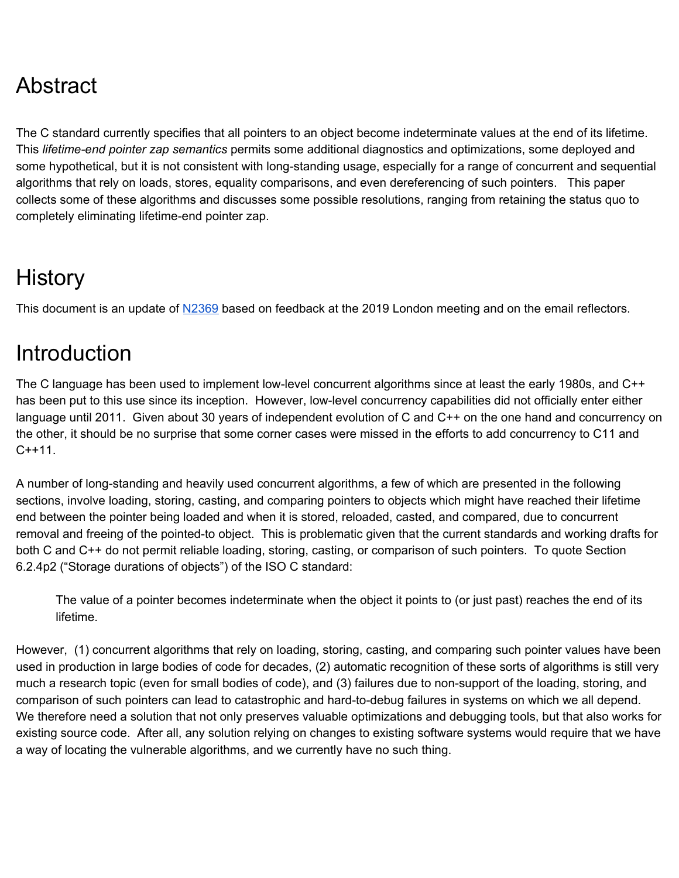# Abstract

The C standard currently specifies that all pointers to an object become indeterminate values at the end of its lifetime. This *lifetime-end pointer zap semantics* permits some additional diagnostics and optimizations, some deployed and some hypothetical, but it is not consistent with long-standing usage, especially for a range of concurrent and sequential algorithms that rely on loads, stores, equality comparisons, and even dereferencing of such pointers. This paper collects some of these algorithms and discusses some possible resolutions, ranging from retaining the status quo to completely eliminating lifetime-end pointer zap.

# History

This document is an update of N2369 based on feedback at the 2019 London meeting and on the email reflectors.

# Introduction

The C language has been used to implement low-level concurrent algorithms since at least the early 1980s, and C++ has been put to this use since its inception. However, low-level concurrency capabilities did not officially enter either language until 2011. Given about 30 years of independent evolution of C and C++ on the one hand and concurrency on the other, it should be no surprise that some corner cases were missed in the efforts to add concurrency to C11 and C++11.

A number of long-standing and heavily used concurrent algorithms, a few of which are presented in the following sections, involve loading, storing, casting, and comparing pointers to objects which might have reached their lifetime end between the pointer being loaded and when it is stored, reloaded, casted, and compared, due to concurrent removal and freeing of the pointed-to object. This is problematic given that the current standards and working drafts for both C and C++ do not permit reliable loading, storing, casting, or comparison of such pointers. To quote Section 6.2.4p2 ("Storage durations of objects") of the ISO C standard:

> The value of a pointer becomes indeterminate when the object it points to (or just past) reaches the end of its lifetime.

However, (1) concurrent algorithms that rely on loading, storing, casting, and comparing such pointer values have been used in production in large bodies of code for decades, (2) automatic recognition of these sorts of algorithms is still very much a research topic (even for small bodies of code), and (3) failures due to non-support of the loading, storing, and comparison of such pointers can lead to catastrophic and hard-to-debug failures in systems on which we all depend. We therefore need a solution that not only preserves valuable optimizations and debugging tools, but that also works for existing source code. After all, any solution relying on changes to existing software systems would require that we have a way of locating the vulnerable algorithms, and we currently have no such thing.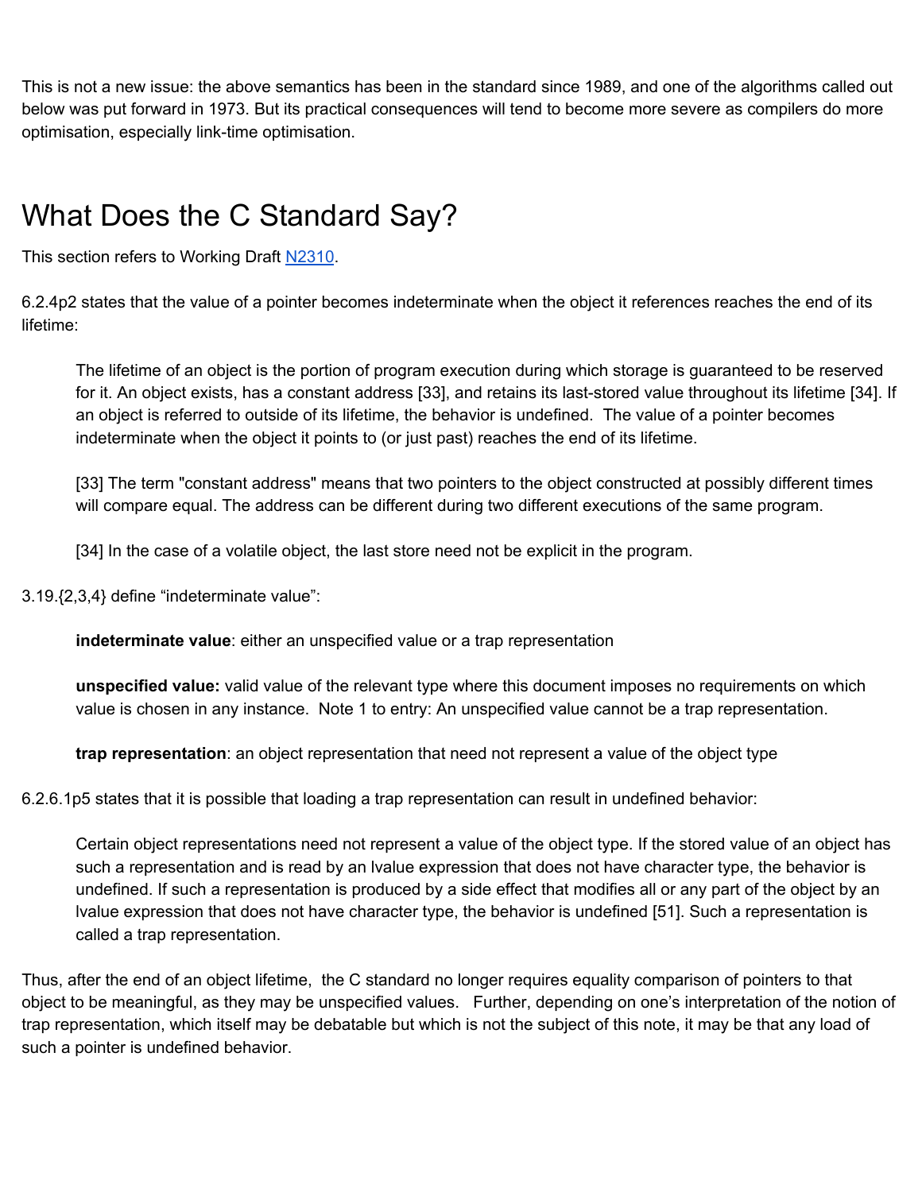This is not a new issue: the above semantics has been in the standard since 1989, and one of the algorithms called out below was put forward in 1973. But its practical consequences will tend to become more severe as compilers do more optimisation, especially link-time optimisation.

# What Does the C Standard Say?

This section refers to Working Draft N2310.

6.2.4p2 states that the value of a pointer becomes indeterminate when the object it references reaches the end of its lifetime:

> The lifetime of an object is the portion of program execution during which storage is guaranteed to be reserved for it. An object exists, has a constant address [33], and retains its last-stored value throughout its lifetime [34]. If an object is referred to outside of its lifetime, the behavior is undefined. The value of a pointer becomes indeterminate when the object it points to (or just past) reaches the end of its lifetime.
>
> [33] The term "constant address" means that two pointers to the object constructed at possibly different times will compare equal. The address can be different during two different executions of the same program.
>
> [34] In the case of a volatile object, the last store need not be explicit in the program.

3.19.{2,3,4} define "indeterminate value":

> **indeterminate value**: either an unspecified value or a trap representation
>
> **unspecified value:** valid value of the relevant type where this document imposes no requirements on which value is chosen in any instance. Note 1 to entry: An unspecified value cannot be a trap representation.
>
> **trap representation**: an object representation that need not represent a value of the object type

6.2.6.1p5 states that it is possible that loading a trap representation can result in undefined behavior:

> Certain object representations need not represent a value of the object type. If the stored value of an object has such a representation and is read by an lvalue expression that does not have character type, the behavior is undefined. If such a representation is produced by a side effect that modifies all or any part of the object by an lvalue expression that does not have character type, the behavior is undefined [51]. Such a representation is called a trap representation.

Thus, after the end of an object lifetime, the C standard no longer requires equality comparison of pointers to that object to be meaningful, as they may be unspecified values. Further, depending on one's interpretation of the notion of trap representation, which itself may be debatable but which is not the subject of this note, it may be that any load of such a pointer is undefined behavior.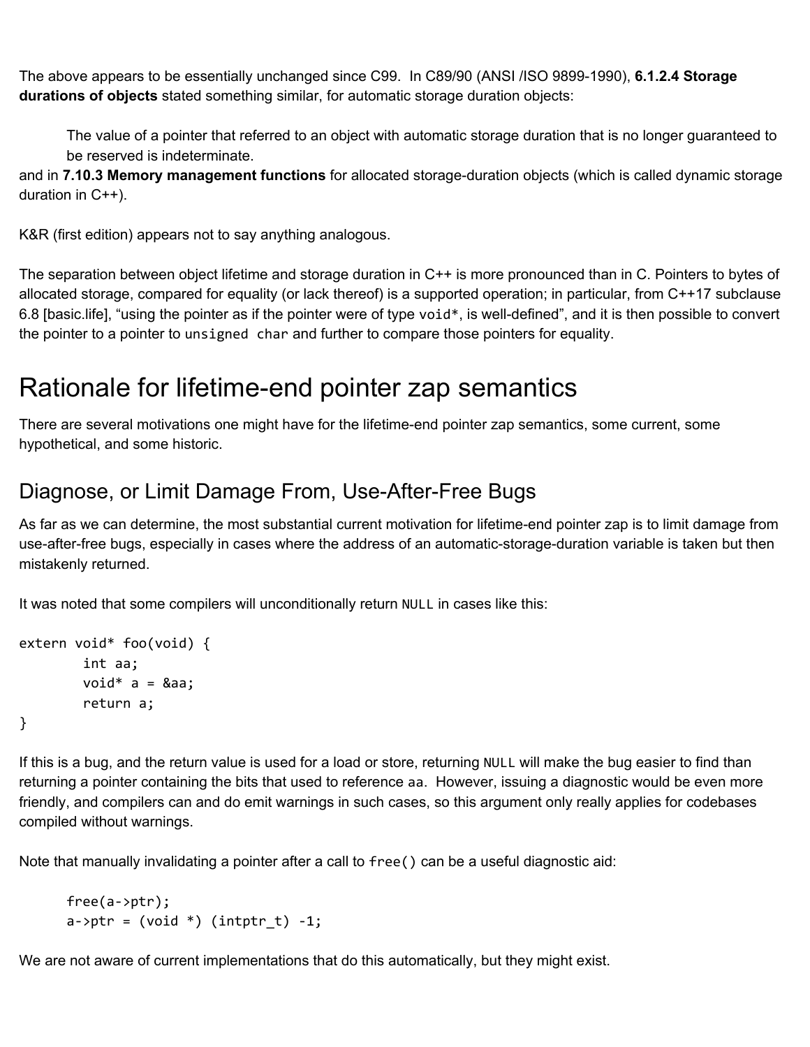The above appears to be essentially unchanged since C99. In C89/90 (ANSI /ISO 9899-1990), **6.1.2.4 Storage durations of objects** stated something similar, for automatic storage duration objects:

> The value of a pointer that referred to an object with automatic storage duration that is no longer guaranteed to be reserved is indeterminate.

and in **7.10.3 Memory management functions** for allocated storage-duration objects (which is called dynamic storage duration in C++).

K&R (first edition) appears not to say anything analogous.

The separation between object lifetime and storage duration in C++ is more pronounced than in C. Pointers to bytes of allocated storage, compared for equality (or lack thereof) is a supported operation; in particular, from C++17 subclause 6.8 [basic.life], "using the pointer as if the pointer were of type `void*`, is well-defined", and it is then possible to convert the pointer to a pointer to `unsigned char` and further to compare those pointers for equality.

# Rationale for lifetime-end pointer zap semantics

There are several motivations one might have for the lifetime-end pointer zap semantics, some current, some hypothetical, and some historic.

## Diagnose, or Limit Damage From, Use-After-Free Bugs

As far as we can determine, the most substantial current motivation for lifetime-end pointer zap is to limit damage from use-after-free bugs, especially in cases where the address of an automatic-storage-duration variable is taken but then mistakenly returned.

It was noted that some compilers will unconditionally return `NULL` in cases like this:

```
extern void* foo(void) {
        int aa;
        void* a = &aa;
        return a;
}
```

If this is a bug, and the return value is used for a load or store, returning `NULL` will make the bug easier to find than returning a pointer containing the bits that used to reference `aa`. However, issuing a diagnostic would be even more friendly, and compilers can and do emit warnings in such cases, so this argument only really applies for codebases compiled without warnings.

Note that manually invalidating a pointer after a call to `free()` can be a useful diagnostic aid:

```
free(a->ptr);
a->ptr = (void *) (intptr_t) -1;
```

We are not aware of current implementations that do this automatically, but they might exist.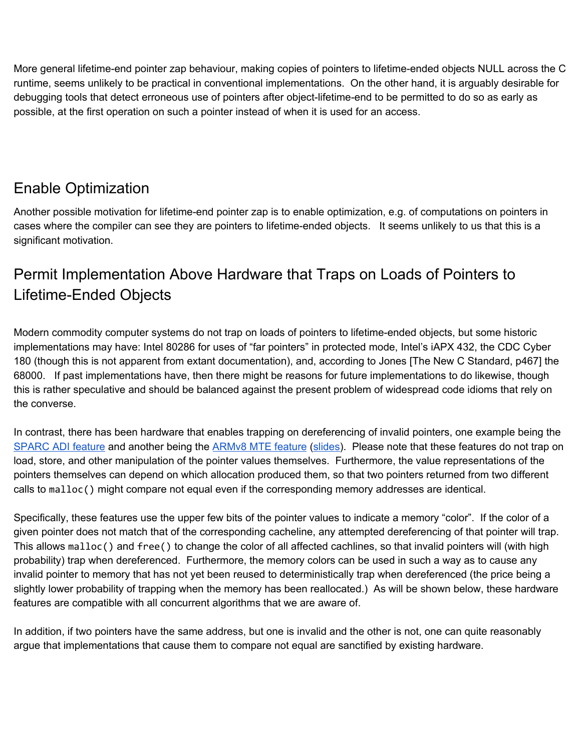More general lifetime-end pointer zap behaviour, making copies of pointers to lifetime-ended objects NULL across the C runtime, seems unlikely to be practical in conventional implementations. On the other hand, it is arguably desirable for debugging tools that detect erroneous use of pointers after object-lifetime-end to be permitted to do so as early as possible, at the first operation on such a pointer instead of when it is used for an access.

## Enable Optimization

Another possible motivation for lifetime-end pointer zap is to enable optimization, e.g. of computations on pointers in cases where the compiler can see they are pointers to lifetime-ended objects. It seems unlikely to us that this is a significant motivation.

## Permit Implementation Above Hardware that Traps on Loads of Pointers to Lifetime-Ended Objects

Modern commodity computer systems do not trap on loads of pointers to lifetime-ended objects, but some historic implementations may have: Intel 80286 for uses of "far pointers" in protected mode, Intel's iAPX 432, the CDC Cyber 180 (though this is not apparent from extant documentation), and, according to Jones [The New C Standard, p467] the 68000. If past implementations have, then there might be reasons for future implementations to do likewise, though this is rather speculative and should be balanced against the present problem of widespread code idioms that rely on the converse.

In contrast, there has been hardware that enables trapping on dereferencing of invalid pointers, one example being the SPARC ADI feature and another being the ARMv8 MTE feature (slides). Please note that these features do not trap on load, store, and other manipulation of the pointer values themselves. Furthermore, the value representations of the pointers themselves can depend on which allocation produced them, so that two pointers returned from two different calls to `malloc()` might compare not equal even if the corresponding memory addresses are identical.

Specifically, these features use the upper few bits of the pointer values to indicate a memory "color". If the color of a given pointer does not match that of the corresponding cacheline, any attempted dereferencing of that pointer will trap. This allows `malloc()` and `free()` to change the color of all affected cachlines, so that invalid pointers will (with high probability) trap when dereferenced. Furthermore, the memory colors can be used in such a way as to cause any invalid pointer to memory that has not yet been reused to deterministically trap when dereferenced (the price being a slightly lower probability of trapping when the memory has been reallocated.) As will be shown below, these hardware features are compatible with all concurrent algorithms that we are aware of.

In addition, if two pointers have the same address, but one is invalid and the other is not, one can quite reasonably argue that implementations that cause them to compare not equal are sanctified by existing hardware.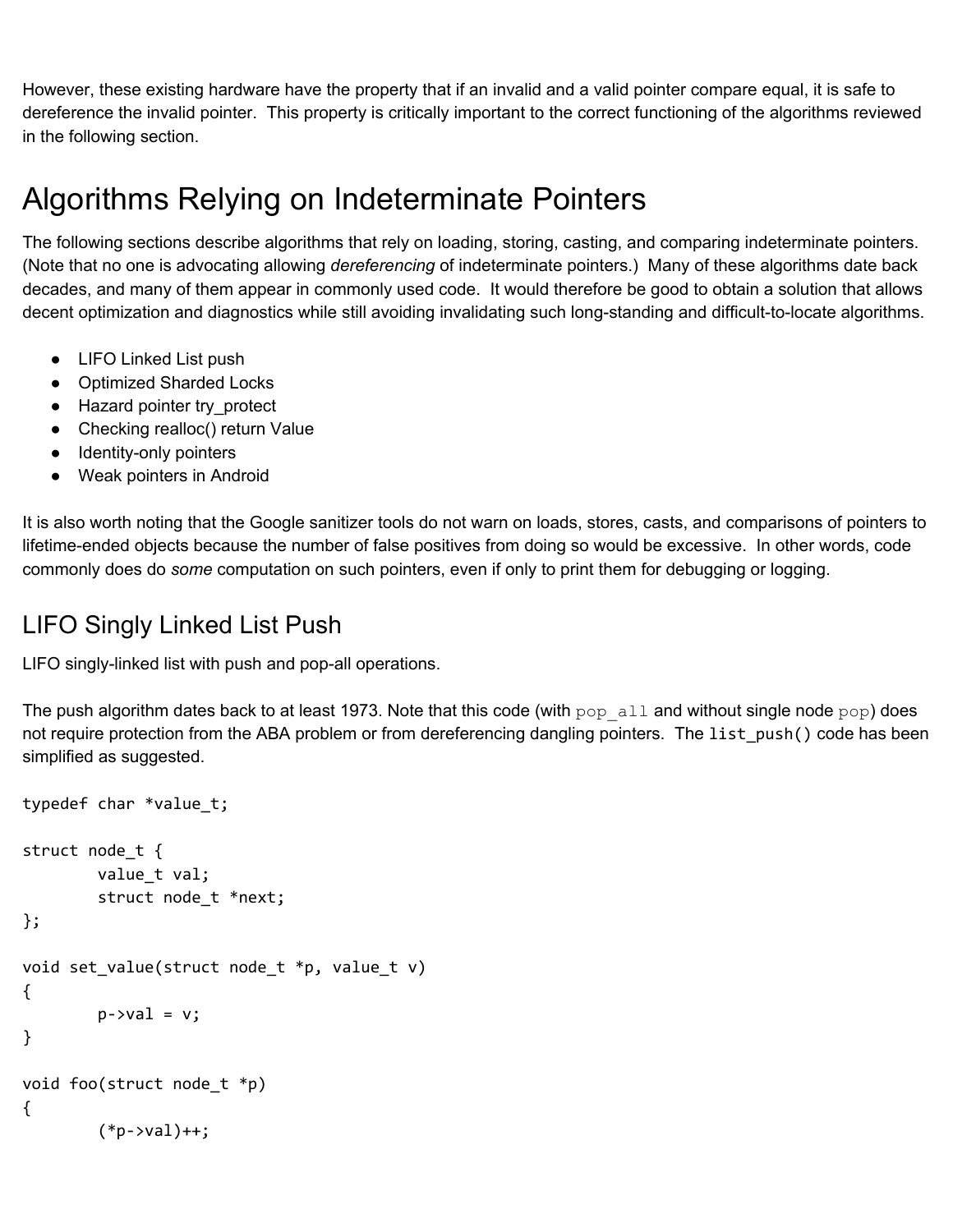However, these existing hardware have the property that if an invalid and a valid pointer compare equal, it is safe to dereference the invalid pointer. This property is critically important to the correct functioning of the algorithms reviewed in the following section.

# Algorithms Relying on Indeterminate Pointers

The following sections describe algorithms that rely on loading, storing, casting, and comparing indeterminate pointers. (Note that no one is advocating allowing *dereferencing* of indeterminate pointers.) Many of these algorithms date back decades, and many of them appear in commonly used code. It would therefore be good to obtain a solution that allows decent optimization and diagnostics while still avoiding invalidating such long-standing and difficult-to-locate algorithms.

- LIFO Linked List push
- Optimized Sharded Locks
- Hazard pointer try_protect
- Checking realloc() return Value
- Identity-only pointers
- Weak pointers in Android

It is also worth noting that the Google sanitizer tools do not warn on loads, stores, casts, and comparisons of pointers to lifetime-ended objects because the number of false positives from doing so would be excessive. In other words, code commonly does do *some* computation on such pointers, even if only to print them for debugging or logging.

## LIFO Singly Linked List Push

LIFO singly-linked list with push and pop-all operations.

The push algorithm dates back to at least 1973. Note that this code (with `pop_all` and without single node `pop`) does not require protection from the ABA problem or from dereferencing dangling pointers. The `list_push()` code has been simplified as suggested.

```
typedef char *value_t;

struct node_t {
        value_t val;
        struct node_t *next;
};

void set_value(struct node_t *p, value_t v)
{
        p->val = v;
}

void foo(struct node_t *p)
{
        (*p->val)++;
```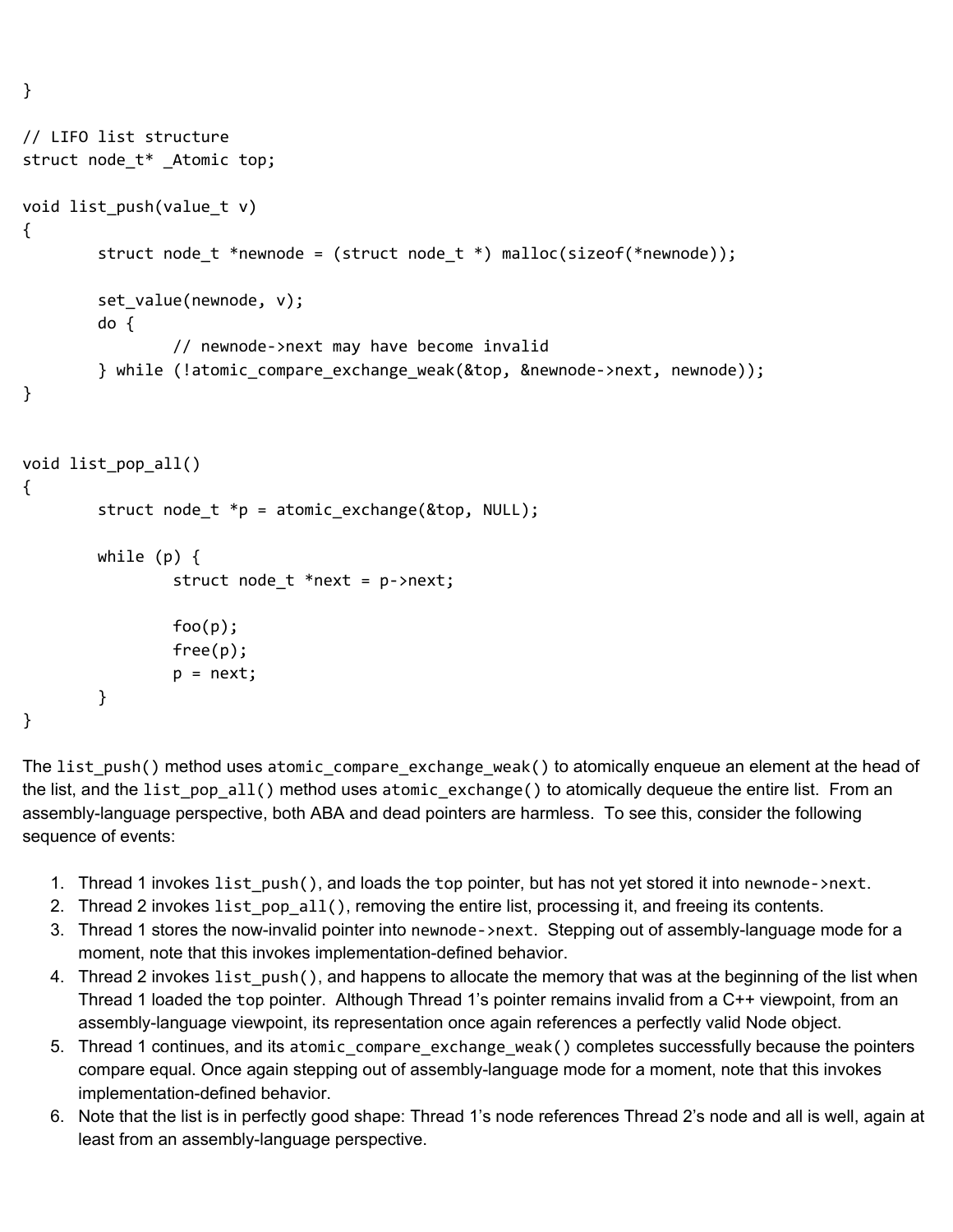```
}

// LIFO list structure
struct node_t* _Atomic top;

void list_push(value_t v)
{
        struct node_t *newnode = (struct node_t *) malloc(sizeof(*newnode));

        set_value(newnode, v);
        do {
                // newnode->next may have become invalid
        } while (!atomic_compare_exchange_weak(&top, &newnode->next, newnode));
}


void list_pop_all()
{
        struct node_t *p = atomic_exchange(&top, NULL);

        while (p) {
                struct node_t *next = p->next;

                foo(p);
                free(p);
                p = next;
        }
}
```

The `list_push()` method uses `atomic_compare_exchange_weak()` to atomically enqueue an element at the head of the list, and the `list_pop_all()` method uses `atomic_exchange()` to atomically dequeue the entire list. From an assembly-language perspective, both ABA and dead pointers are harmless. To see this, consider the following sequence of events:

1. Thread 1 invokes `list_push()`, and loads the `top` pointer, but has not yet stored it into `newnode->next`.
2. Thread 2 invokes `list_pop_all()`, removing the entire list, processing it, and freeing its contents.
3. Thread 1 stores the now-invalid pointer into `newnode->next`. Stepping out of assembly-language mode for a moment, note that this invokes implementation-defined behavior.
4. Thread 2 invokes `list_push()`, and happens to allocate the memory that was at the beginning of the list when Thread 1 loaded the `top` pointer. Although Thread 1's pointer remains invalid from a C++ viewpoint, from an assembly-language viewpoint, its representation once again references a perfectly valid Node object.
5. Thread 1 continues, and its `atomic_compare_exchange_weak()` completes successfully because the pointers compare equal. Once again stepping out of assembly-language mode for a moment, note that this invokes implementation-defined behavior.
6. Note that the list is in perfectly good shape: Thread 1's node references Thread 2's node and all is well, again at least from an assembly-language perspective.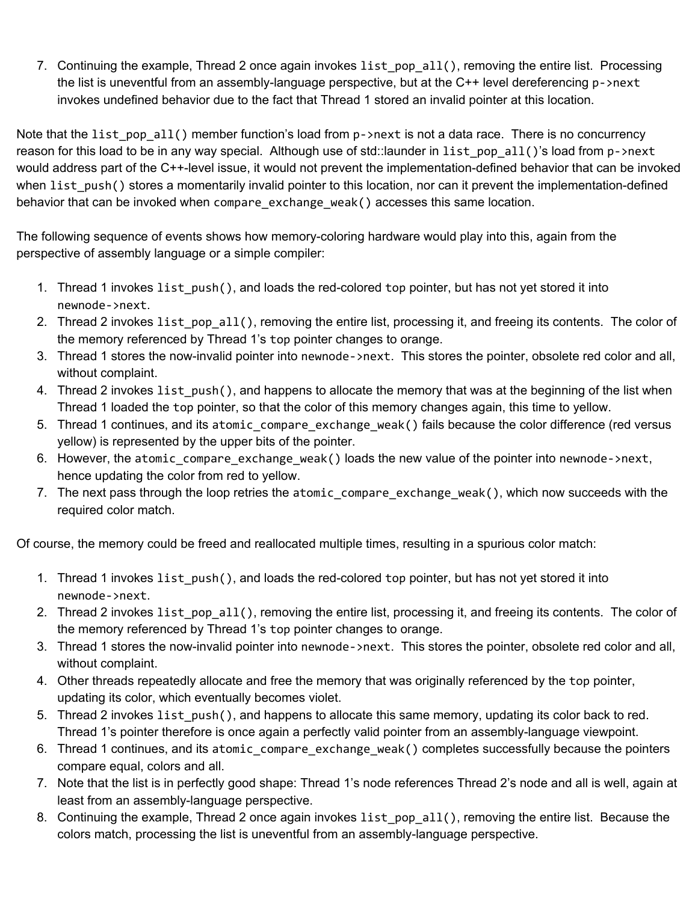7. Continuing the example, Thread 2 once again invokes `list_pop_all()`, removing the entire list. Processing the list is uneventful from an assembly-language perspective, but at the C++ level dereferencing `p->next` invokes undefined behavior due to the fact that Thread 1 stored an invalid pointer at this location.

Note that the `list_pop_all()` member function's load from `p->next` is not a data race. There is no concurrency reason for this load to be in any way special. Although use of std::launder in `list_pop_all()`'s load from `p->next` would address part of the C++-level issue, it would not prevent the implementation-defined behavior that can be invoked when `list_push()` stores a momentarily invalid pointer to this location, nor can it prevent the implementation-defined behavior that can be invoked when `compare_exchange_weak()` accesses this same location.

The following sequence of events shows how memory-coloring hardware would play into this, again from the perspective of assembly language or a simple compiler:

1. Thread 1 invokes `list_push()`, and loads the red-colored `top` pointer, but has not yet stored it into `newnode->next`.
2. Thread 2 invokes `list_pop_all()`, removing the entire list, processing it, and freeing its contents. The color of the memory referenced by Thread 1's `top` pointer changes to orange.
3. Thread 1 stores the now-invalid pointer into `newnode->next`. This stores the pointer, obsolete red color and all, without complaint.
4. Thread 2 invokes `list_push()`, and happens to allocate the memory that was at the beginning of the list when Thread 1 loaded the `top` pointer, so that the color of this memory changes again, this time to yellow.
5. Thread 1 continues, and its `atomic_compare_exchange_weak()` fails because the color difference (red versus yellow) is represented by the upper bits of the pointer.
6. However, the `atomic_compare_exchange_weak()` loads the new value of the pointer into `newnode->next`, hence updating the color from red to yellow.
7. The next pass through the loop retries the `atomic_compare_exchange_weak()`, which now succeeds with the required color match.

Of course, the memory could be freed and reallocated multiple times, resulting in a spurious color match:

1. Thread 1 invokes `list_push()`, and loads the red-colored `top` pointer, but has not yet stored it into `newnode->next`.
2. Thread 2 invokes `list_pop_all()`, removing the entire list, processing it, and freeing its contents. The color of the memory referenced by Thread 1's `top` pointer changes to orange.
3. Thread 1 stores the now-invalid pointer into `newnode->next`. This stores the pointer, obsolete red color and all, without complaint.
4. Other threads repeatedly allocate and free the memory that was originally referenced by the `top` pointer, updating its color, which eventually becomes violet.
5. Thread 2 invokes `list_push()`, and happens to allocate this same memory, updating its color back to red. Thread 1's pointer therefore is once again a perfectly valid pointer from an assembly-language viewpoint.
6. Thread 1 continues, and its `atomic_compare_exchange_weak()` completes successfully because the pointers compare equal, colors and all.
7. Note that the list is in perfectly good shape: Thread 1's node references Thread 2's node and all is well, again at least from an assembly-language perspective.
8. Continuing the example, Thread 2 once again invokes `list_pop_all()`, removing the entire list. Because the colors match, processing the list is uneventful from an assembly-language perspective.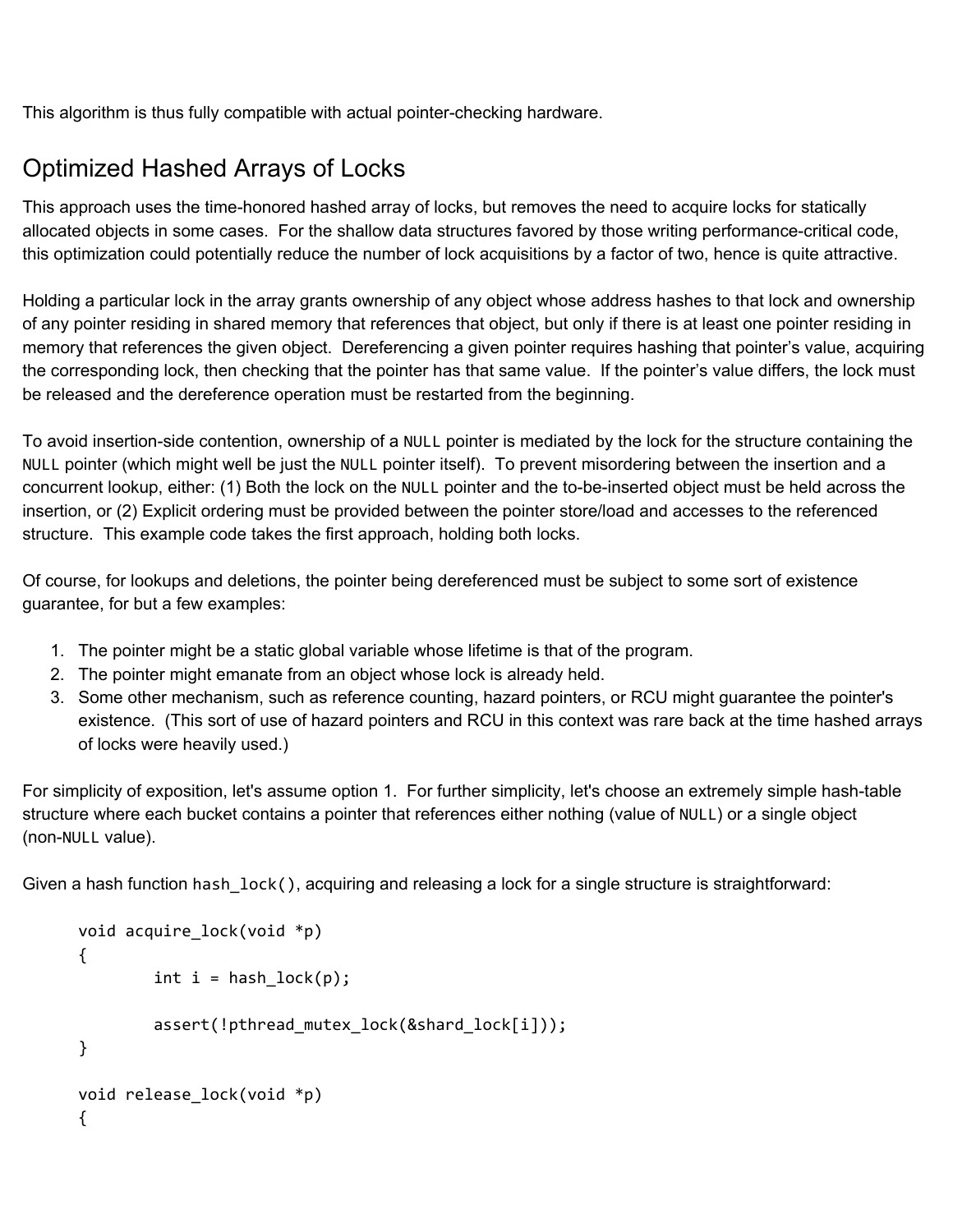This algorithm is thus fully compatible with actual pointer-checking hardware.

## Optimized Hashed Arrays of Locks

This approach uses the time-honored hashed array of locks, but removes the need to acquire locks for statically allocated objects in some cases. For the shallow data structures favored by those writing performance-critical code, this optimization could potentially reduce the number of lock acquisitions by a factor of two, hence is quite attractive.

Holding a particular lock in the array grants ownership of any object whose address hashes to that lock and ownership of any pointer residing in shared memory that references that object, but only if there is at least one pointer residing in memory that references the given object. Dereferencing a given pointer requires hashing that pointer's value, acquiring the corresponding lock, then checking that the pointer has that same value. If the pointer's value differs, the lock must be released and the dereference operation must be restarted from the beginning.

To avoid insertion-side contention, ownership of a `NULL` pointer is mediated by the lock for the structure containing the `NULL` pointer (which might well be just the `NULL` pointer itself). To prevent misordering between the insertion and a concurrent lookup, either: (1) Both the lock on the `NULL` pointer and the to-be-inserted object must be held across the insertion, or (2) Explicit ordering must be provided between the pointer store/load and accesses to the referenced structure. This example code takes the first approach, holding both locks.

Of course, for lookups and deletions, the pointer being dereferenced must be subject to some sort of existence guarantee, for but a few examples:

1. The pointer might be a static global variable whose lifetime is that of the program.
2. The pointer might emanate from an object whose lock is already held.
3. Some other mechanism, such as reference counting, hazard pointers, or RCU might guarantee the pointer's existence. (This sort of use of hazard pointers and RCU in this context was rare back at the time hashed arrays of locks were heavily used.)

For simplicity of exposition, let's assume option 1. For further simplicity, let's choose an extremely simple hash-table structure where each bucket contains a pointer that references either nothing (value of `NULL`) or a single object (non-`NULL` value).

Given a hash function `hash_lock()`, acquiring and releasing a lock for a single structure is straightforward:

```
void acquire_lock(void *p)
{
        int i = hash_lock(p);

        assert(!pthread_mutex_lock(&shard_lock[i]));
}

void release_lock(void *p)
{
```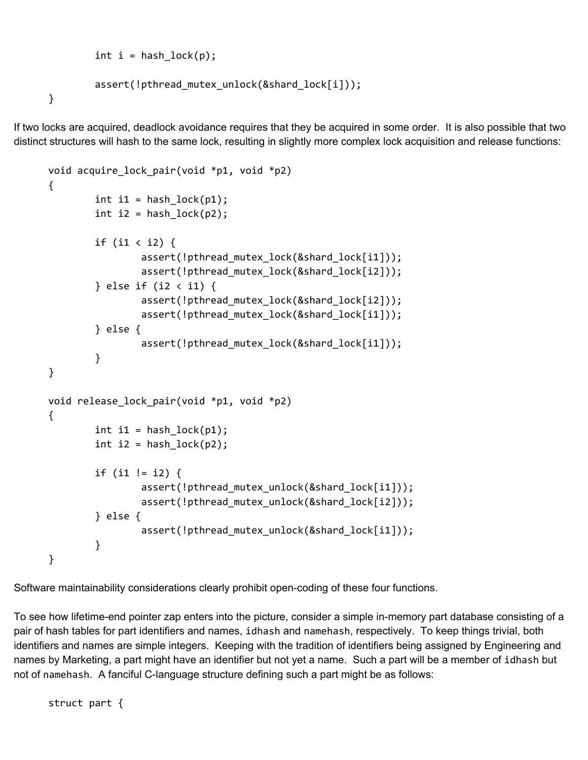```
	int i = hash_lock(p);

	assert(!pthread_mutex_unlock(&shard_lock[i]));
}
```

If two locks are acquired, deadlock avoidance requires that they be acquired in some order. It is also possible that two distinct structures will hash to the same lock, resulting in slightly more complex lock acquisition and release functions:

```
void acquire_lock_pair(void *p1, void *p2)
{
	int i1 = hash_lock(p1);
	int i2 = hash_lock(p2);

	if (i1 < i2) {
		assert(!pthread_mutex_lock(&shard_lock[i1]));
		assert(!pthread_mutex_lock(&shard_lock[i2]));
	} else if (i2 < i1) {
		assert(!pthread_mutex_lock(&shard_lock[i2]));
		assert(!pthread_mutex_lock(&shard_lock[i1]));
	} else {
		assert(!pthread_mutex_lock(&shard_lock[i1]));
	}
}

void release_lock_pair(void *p1, void *p2)
{
	int i1 = hash_lock(p1);
	int i2 = hash_lock(p2);

	if (i1 != i2) {
		assert(!pthread_mutex_unlock(&shard_lock[i1]));
		assert(!pthread_mutex_unlock(&shard_lock[i2]));
	} else {
		assert(!pthread_mutex_unlock(&shard_lock[i1]));
	}
}
```

Software maintainability considerations clearly prohibit open-coding of these four functions.

To see how lifetime-end pointer zap enters into the picture, consider a simple in-memory part database consisting of a pair of hash tables for part identifiers and names, `idhash` and `namehash`, respectively. To keep things trivial, both identifiers and names are simple integers. Keeping with the tradition of identifiers being assigned by Engineering and names by Marketing, a part might have an identifier but not yet a name. Such a part will be a member of `idhash` but not of `namehash`. A fanciful C-language structure defining such a part might be as follows:

```
struct part {
```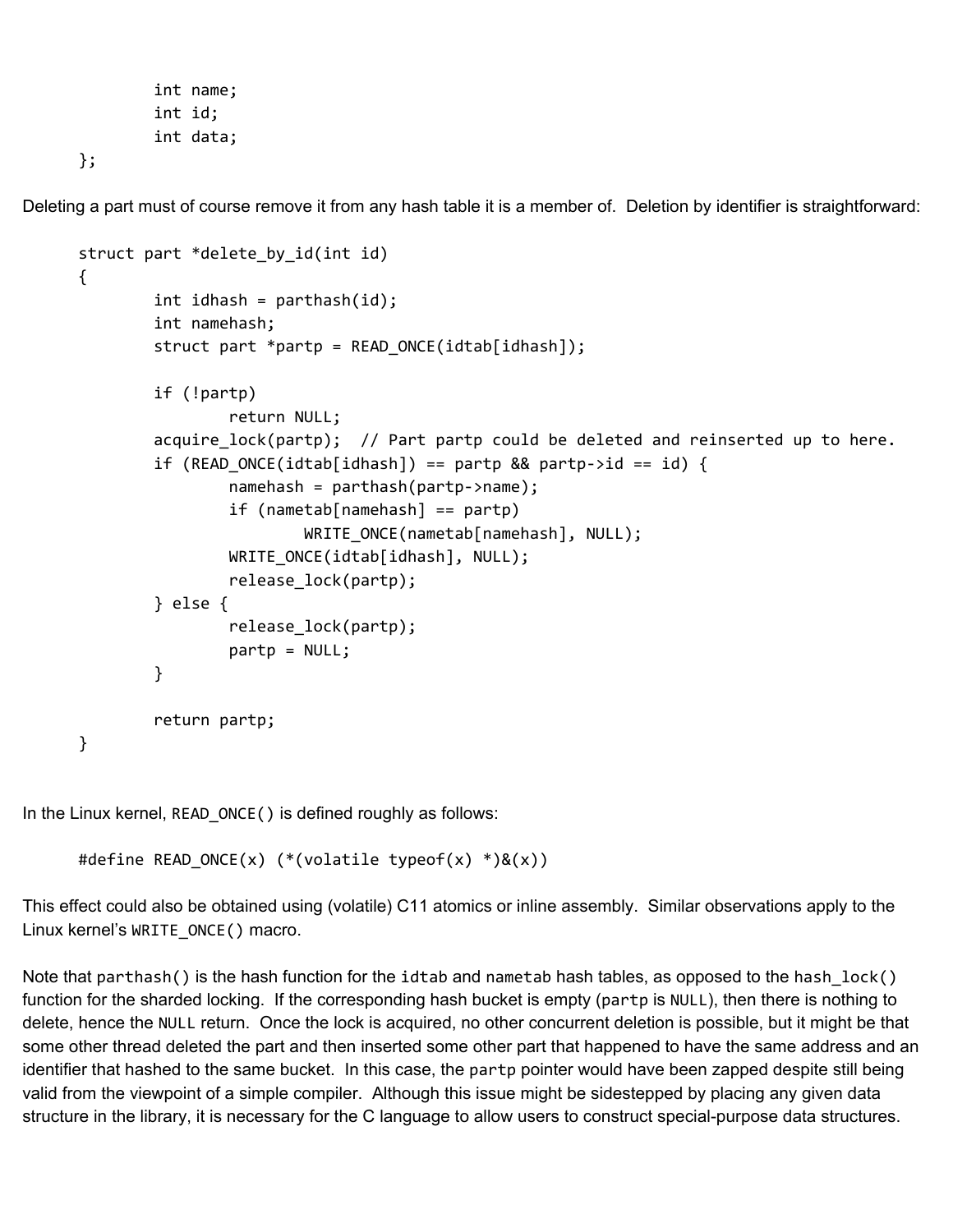```
        int name;
        int id;
        int data;
};
```

Deleting a part must of course remove it from any hash table it is a member of. Deletion by identifier is straightforward:

```
struct part *delete_by_id(int id)
{
        int idhash = parthash(id);
        int namehash;
        struct part *partp = READ_ONCE(idtab[idhash]);

        if (!partp)
                return NULL;
        acquire_lock(partp);  // Part partp could be deleted and reinserted up to here.
        if (READ_ONCE(idtab[idhash]) == partp && partp->id == id) {
                namehash = parthash(partp->name);
                if (nametab[namehash] == partp)
                        WRITE_ONCE(nametab[namehash], NULL);
                WRITE_ONCE(idtab[idhash], NULL);
                release_lock(partp);
        } else {
                release_lock(partp);
                partp = NULL;
        }

        return partp;
}
```

In the Linux kernel, `READ_ONCE()` is defined roughly as follows:

```
#define READ_ONCE(x) (*(volatile typeof(x) *)&(x))
```

This effect could also be obtained using (volatile) C11 atomics or inline assembly. Similar observations apply to the Linux kernel's `WRITE_ONCE()` macro.

Note that `parthash()` is the hash function for the `idtab` and `nametab` hash tables, as opposed to the `hash_lock()` function for the sharded locking. If the corresponding hash bucket is empty (`partp` is `NULL`), then there is nothing to delete, hence the `NULL` return. Once the lock is acquired, no other concurrent deletion is possible, but it might be that some other thread deleted the part and then inserted some other part that happened to have the same address and an identifier that hashed to the same bucket. In this case, the `partp` pointer would have been zapped despite still being valid from the viewpoint of a simple compiler. Although this issue might be sidestepped by placing any given data structure in the library, it is necessary for the C language to allow users to construct special-purpose data structures.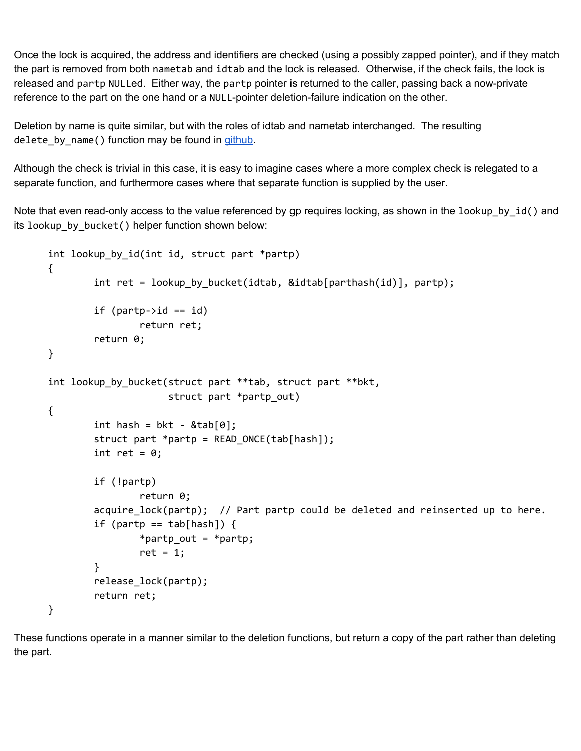Once the lock is acquired, the address and identifiers are checked (using a possibly zapped pointer), and if they match the part is removed from both `nametab` and `idtab` and the lock is released. Otherwise, if the check fails, the lock is released and `partp` `NULL`ed. Either way, the `partp` pointer is returned to the caller, passing back a now-private reference to the part on the one hand or a `NULL`-pointer deletion-failure indication on the other.

Deletion by name is quite similar, but with the roles of idtab and nametab interchanged. The resulting `delete_by_name()` function may be found in github.

Although the check is trivial in this case, it is easy to imagine cases where a more complex check is relegated to a separate function, and furthermore cases where that separate function is supplied by the user.

Note that even read-only access to the value referenced by gp requires locking, as shown in the `lookup_by_id()` and its `lookup_by_bucket()` helper function shown below:

```
int lookup_by_id(int id, struct part *partp)
{
        int ret = lookup_by_bucket(idtab, &idtab[parthash(id)], partp);

        if (partp->id == id)
                return ret;
        return 0;
}

int lookup_by_bucket(struct part **tab, struct part **bkt,
                     struct part *partp_out)
{
        int hash = bkt - &tab[0];
        struct part *partp = READ_ONCE(tab[hash]);
        int ret = 0;

        if (!partp)
                return 0;
        acquire_lock(partp);  // Part partp could be deleted and reinserted up to here.
        if (partp == tab[hash]) {
                *partp_out = *partp;
                ret = 1;
        }
        release_lock(partp);
        return ret;
}
```

These functions operate in a manner similar to the deletion functions, but return a copy of the part rather than deleting the part.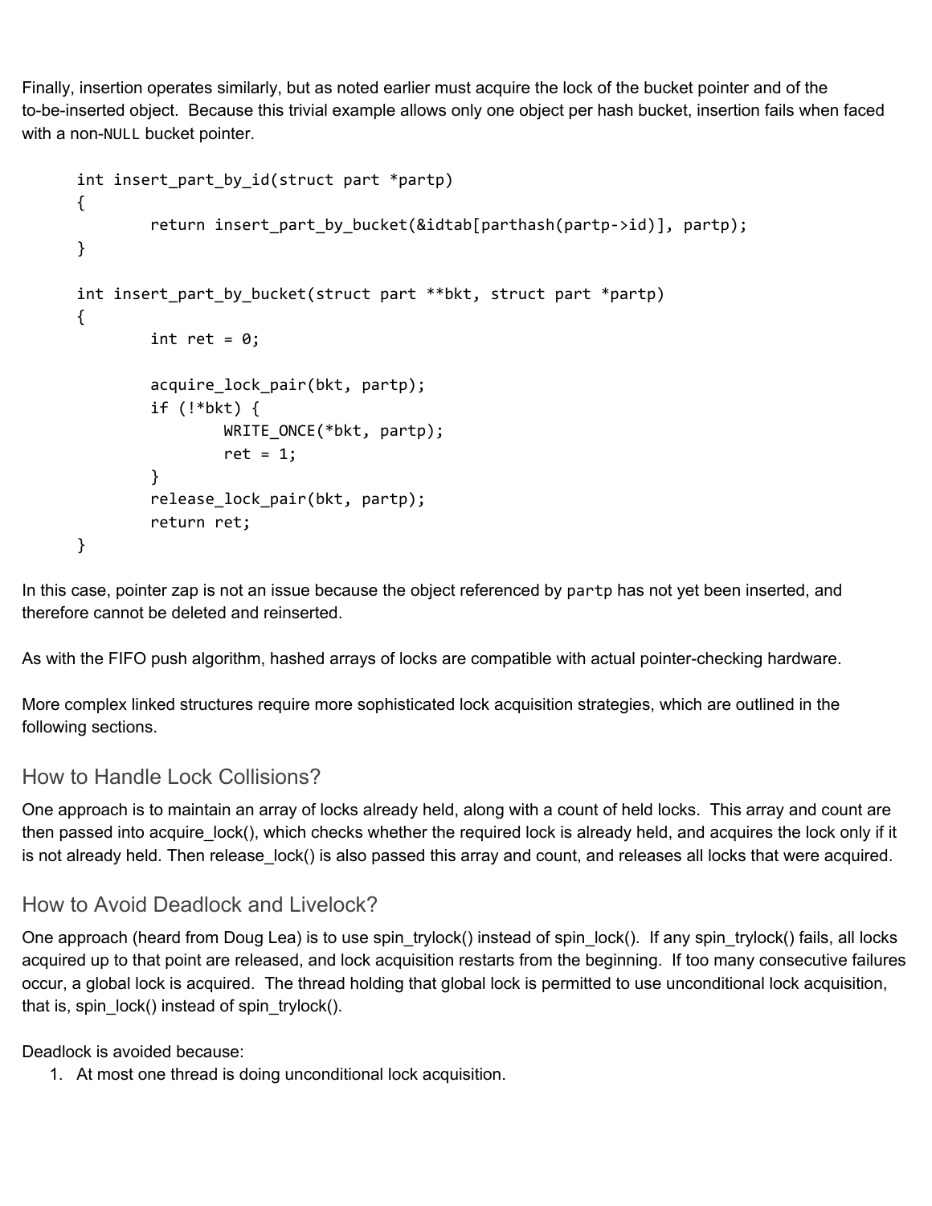Finally, insertion operates similarly, but as noted earlier must acquire the lock of the bucket pointer and of the to-be-inserted object. Because this trivial example allows only one object per hash bucket, insertion fails when faced with a non-`NULL` bucket pointer.

```
int insert_part_by_id(struct part *partp)
{
        return insert_part_by_bucket(&idtab[parthash(partp->id)], partp);
}

int insert_part_by_bucket(struct part **bkt, struct part *partp)
{
        int ret = 0;

        acquire_lock_pair(bkt, partp);
        if (!*bkt) {
                WRITE_ONCE(*bkt, partp);
                ret = 1;
        }
        release_lock_pair(bkt, partp);
        return ret;
}
```

In this case, pointer zap is not an issue because the object referenced by `partp` has not yet been inserted, and therefore cannot be deleted and reinserted.

As with the FIFO push algorithm, hashed arrays of locks are compatible with actual pointer-checking hardware.

More complex linked structures require more sophisticated lock acquisition strategies, which are outlined in the following sections.

## How to Handle Lock Collisions?

One approach is to maintain an array of locks already held, along with a count of held locks. This array and count are then passed into acquire_lock(), which checks whether the required lock is already held, and acquires the lock only if it is not already held. Then release_lock() is also passed this array and count, and releases all locks that were acquired.

## How to Avoid Deadlock and Livelock?

One approach (heard from Doug Lea) is to use spin_trylock() instead of spin_lock(). If any spin_trylock() fails, all locks acquired up to that point are released, and lock acquisition restarts from the beginning. If too many consecutive failures occur, a global lock is acquired. The thread holding that global lock is permitted to use unconditional lock acquisition, that is, spin_lock() instead of spin_trylock().

Deadlock is avoided because:

1. At most one thread is doing unconditional lock acquisition.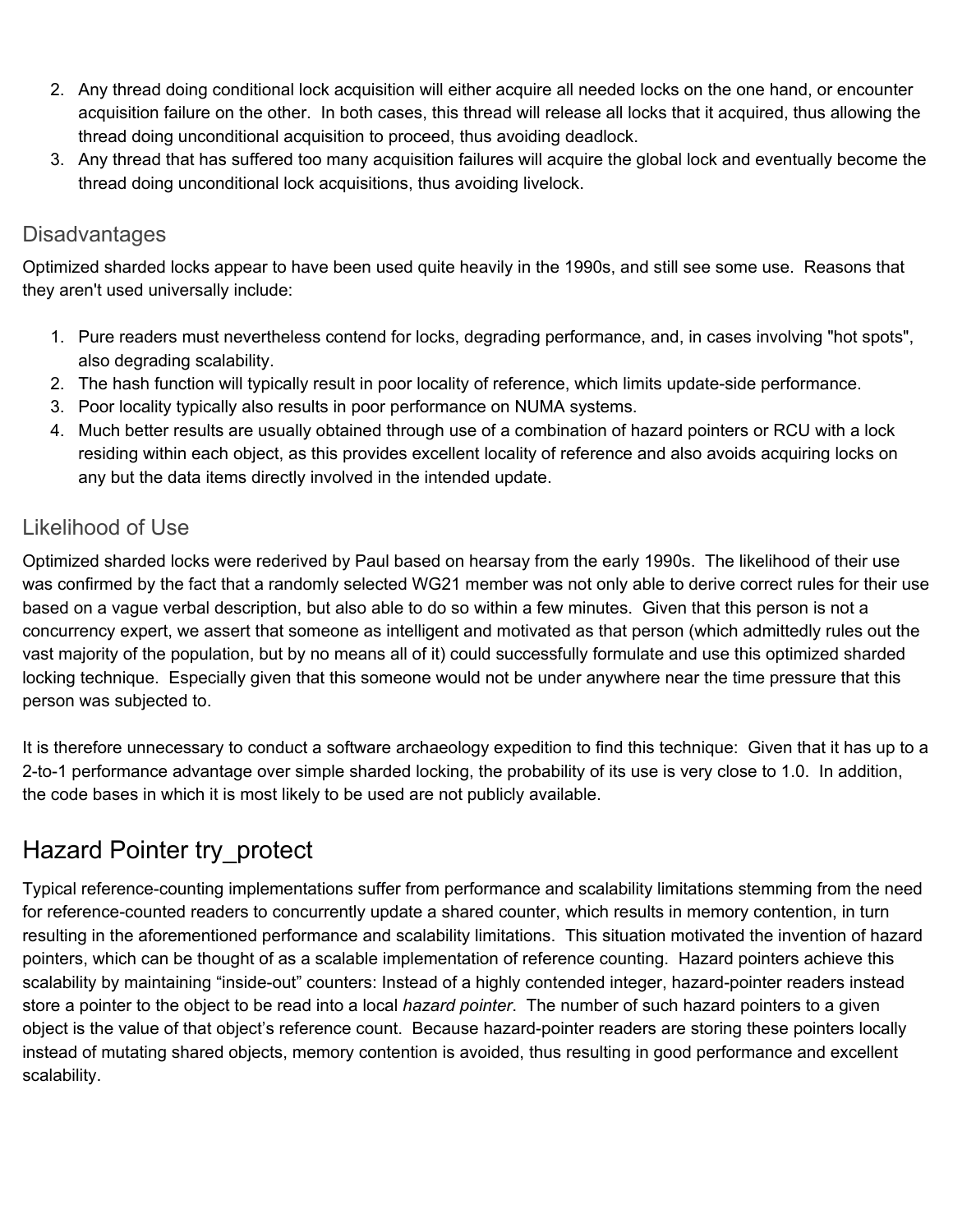2. Any thread doing conditional lock acquisition will either acquire all needed locks on the one hand, or encounter acquisition failure on the other. In both cases, this thread will release all locks that it acquired, thus allowing the thread doing unconditional acquisition to proceed, thus avoiding deadlock.
3. Any thread that has suffered too many acquisition failures will acquire the global lock and eventually become the thread doing unconditional lock acquisitions, thus avoiding livelock.

### Disadvantages

Optimized sharded locks appear to have been used quite heavily in the 1990s, and still see some use. Reasons that they aren't used universally include:

1. Pure readers must nevertheless contend for locks, degrading performance, and, in cases involving "hot spots", also degrading scalability.
2. The hash function will typically result in poor locality of reference, which limits update-side performance.
3. Poor locality typically also results in poor performance on NUMA systems.
4. Much better results are usually obtained through use of a combination of hazard pointers or RCU with a lock residing within each object, as this provides excellent locality of reference and also avoids acquiring locks on any but the data items directly involved in the intended update.

### Likelihood of Use

Optimized sharded locks were rederived by Paul based on hearsay from the early 1990s. The likelihood of their use was confirmed by the fact that a randomly selected WG21 member was not only able to derive correct rules for their use based on a vague verbal description, but also able to do so within a few minutes. Given that this person is not a concurrency expert, we assert that someone as intelligent and motivated as that person (which admittedly rules out the vast majority of the population, but by no means all of it) could successfully formulate and use this optimized sharded locking technique. Especially given that this someone would not be under anywhere near the time pressure that this person was subjected to.

It is therefore unnecessary to conduct a software archaeology expedition to find this technique: Given that it has up to a 2-to-1 performance advantage over simple sharded locking, the probability of its use is very close to 1.0. In addition, the code bases in which it is most likely to be used are not publicly available.

## Hazard Pointer try_protect

Typical reference-counting implementations suffer from performance and scalability limitations stemming from the need for reference-counted readers to concurrently update a shared counter, which results in memory contention, in turn resulting in the aforementioned performance and scalability limitations. This situation motivated the invention of hazard pointers, which can be thought of as a scalable implementation of reference counting. Hazard pointers achieve this scalability by maintaining "inside-out" counters: Instead of a highly contended integer, hazard-pointer readers instead store a pointer to the object to be read into a local *hazard pointer*. The number of such hazard pointers to a given object is the value of that object's reference count. Because hazard-pointer readers are storing these pointers locally instead of mutating shared objects, memory contention is avoided, thus resulting in good performance and excellent scalability.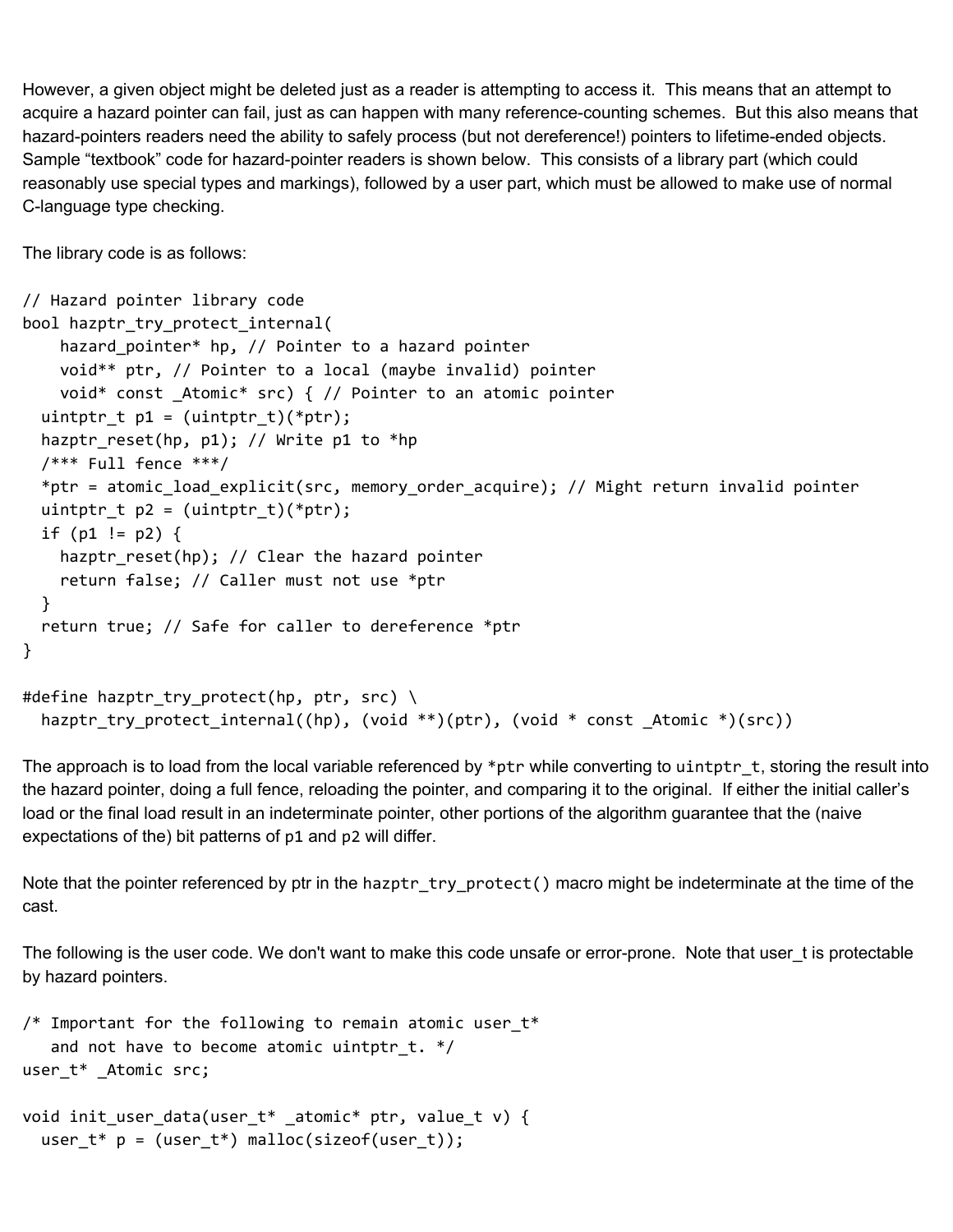However, a given object might be deleted just as a reader is attempting to access it. This means that an attempt to acquire a hazard pointer can fail, just as can happen with many reference-counting schemes. But this also means that hazard-pointers readers need the ability to safely process (but not dereference!) pointers to lifetime-ended objects. Sample "textbook" code for hazard-pointer readers is shown below. This consists of a library part (which could reasonably use special types and markings), followed by a user part, which must be allowed to make use of normal C-language type checking.

The library code is as follows:

```
// Hazard pointer library code
bool hazptr_try_protect_internal(
    hazard_pointer* hp, // Pointer to a hazard pointer
    void** ptr, // Pointer to a local (maybe invalid) pointer
    void* const _Atomic* src) { // Pointer to an atomic pointer
  uintptr_t p1 = (uintptr_t)(*ptr);
  hazptr_reset(hp, p1); // Write p1 to *hp
  /*** Full fence ***/
  *ptr = atomic_load_explicit(src, memory_order_acquire); // Might return invalid pointer
  uintptr_t p2 = (uintptr_t)(*ptr);
  if (p1 != p2) {
    hazptr_reset(hp); // Clear the hazard pointer
    return false; // Caller must not use *ptr
  }
  return true; // Safe for caller to dereference *ptr
}

#define hazptr_try_protect(hp, ptr, src) \
  hazptr_try_protect_internal((hp), (void **)(ptr), (void * const _Atomic *)(src))
```

The approach is to load from the local variable referenced by `*ptr` while converting to `uintptr_t`, storing the result into the hazard pointer, doing a full fence, reloading the pointer, and comparing it to the original. If either the initial caller's load or the final load result in an indeterminate pointer, other portions of the algorithm guarantee that the (naive expectations of the) bit patterns of `p1` and `p2` will differ.

Note that the pointer referenced by ptr in the `hazptr_try_protect()` macro might be indeterminate at the time of the cast.

The following is the user code. We don't want to make this code unsafe or error-prone. Note that user_t is protectable by hazard pointers.

```
/* Important for the following to remain atomic user_t*
   and not have to become atomic uintptr_t. */
user_t* _Atomic src;

void init_user_data(user_t* _atomic* ptr, value_t v) {
  user_t* p = (user_t*) malloc(sizeof(user_t));
```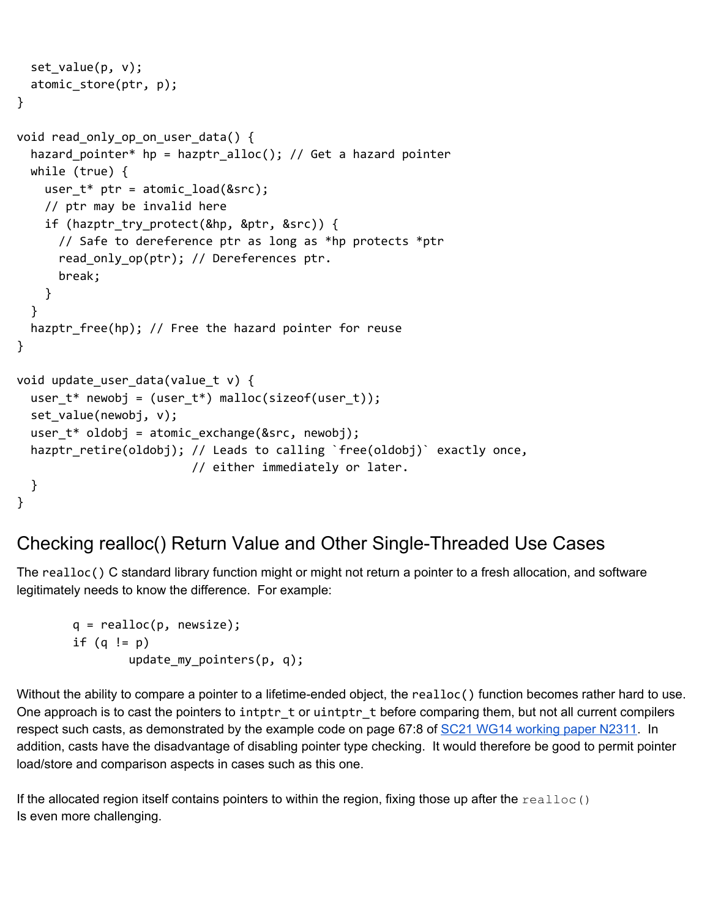```
  set_value(p, v);
  atomic_store(ptr, p);
}

void read_only_op_on_user_data() {
  hazard_pointer* hp = hazptr_alloc(); // Get a hazard pointer
  while (true) {
    user_t* ptr = atomic_load(&src);
    // ptr may be invalid here
    if (hazptr_try_protect(&hp, &ptr, &src)) {
      // Safe to dereference ptr as long as *hp protects *ptr
      read_only_op(ptr); // Dereferences ptr.
      break;
    }
  }
  hazptr_free(hp); // Free the hazard pointer for reuse
}

void update_user_data(value_t v) {
  user_t* newobj = (user_t*) malloc(sizeof(user_t));
  set_value(newobj, v);
  user_t* oldobj = atomic_exchange(&src, newobj);
  hazptr_retire(oldobj); // Leads to calling `free(oldobj)` exactly once,
                         // either immediately or later.
  }
}
```

## Checking realloc() Return Value and Other Single-Threaded Use Cases

The `realloc()` C standard library function might or might not return a pointer to a fresh allocation, and software legitimately needs to know the difference. For example:

```
        q = realloc(p, newsize);
        if (q != p)
                update_my_pointers(p, q);
```

Without the ability to compare a pointer to a lifetime-ended object, the `realloc()` function becomes rather hard to use. One approach is to cast the pointers to `intptr_t` or `uintptr_t` before comparing them, but not all current compilers respect such casts, as demonstrated by the example code on page 67:8 of [SC21 WG14 working paper N2311](). In addition, casts have the disadvantage of disabling pointer type checking. It would therefore be good to permit pointer load/store and comparison aspects in cases such as this one.

If the allocated region itself contains pointers to within the region, fixing those up after the `realloc()` Is even more challenging.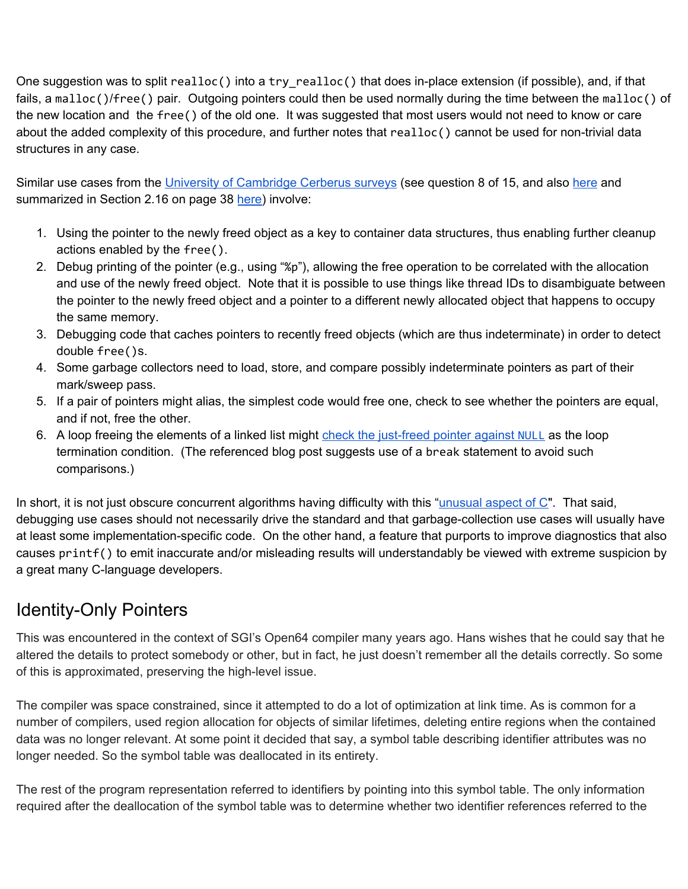One suggestion was to split `realloc()` into a `try_realloc()` that does in-place extension (if possible), and, if that fails, a `malloc()`/`free()` pair. Outgoing pointers could then be used normally during the time between the `malloc()` of the new location and the `free()` of the old one. It was suggested that most users would not need to know or care about the added complexity of this procedure, and further notes that `realloc()` cannot be used for non-trivial data structures in any case.

Similar use cases from the [University of Cambridge Cerberus surveys](#) (see question 8 of 15, and also [here](#) and summarized in Section 2.16 on page 38 [here](#)) involve:

1. Using the pointer to the newly freed object as a key to container data structures, thus enabling further cleanup actions enabled by the `free()`.
2. Debug printing of the pointer (e.g., using "%p"), allowing the free operation to be correlated with the allocation and use of the newly freed object. Note that it is possible to use things like thread IDs to disambiguate between the pointer to the newly freed object and a pointer to a different newly allocated object that happens to occupy the same memory.
3. Debugging code that caches pointers to recently freed objects (which are thus indeterminate) in order to detect double `free()`s.
4. Some garbage collectors need to load, store, and compare possibly indeterminate pointers as part of their mark/sweep pass.
5. If a pair of pointers might alias, the simplest code would free one, check to see whether the pointers are equal, and if not, free the other.
6. A loop freeing the elements of a linked list might [check the just-freed pointer against `NULL`](#) as the loop termination condition. (The referenced blog post suggests use of a `break` statement to avoid such comparisons.)

In short, it is not just obscure concurrent algorithms having difficulty with this "[unusual aspect of C](#)". That said, debugging use cases should not necessarily drive the standard and that garbage-collection use cases will usually have at least some implementation-specific code. On the other hand, a feature that purports to improve diagnostics that also causes `printf()` to emit inaccurate and/or misleading results will understandably be viewed with extreme suspicion by a great many C-language developers.

## Identity-Only Pointers

This was encountered in the context of SGI's Open64 compiler many years ago. Hans wishes that he could say that he altered the details to protect somebody or other, but in fact, he just doesn't remember all the details correctly. So some of this is approximated, preserving the high-level issue.

The compiler was space constrained, since it attempted to do a lot of optimization at link time. As is common for a number of compilers, used region allocation for objects of similar lifetimes, deleting entire regions when the contained data was no longer relevant. At some point it decided that say, a symbol table describing identifier attributes was no longer needed. So the symbol table was deallocated in its entirety.

The rest of the program representation referred to identifiers by pointing into this symbol table. The only information required after the deallocation of the symbol table was to determine whether two identifier references referred to the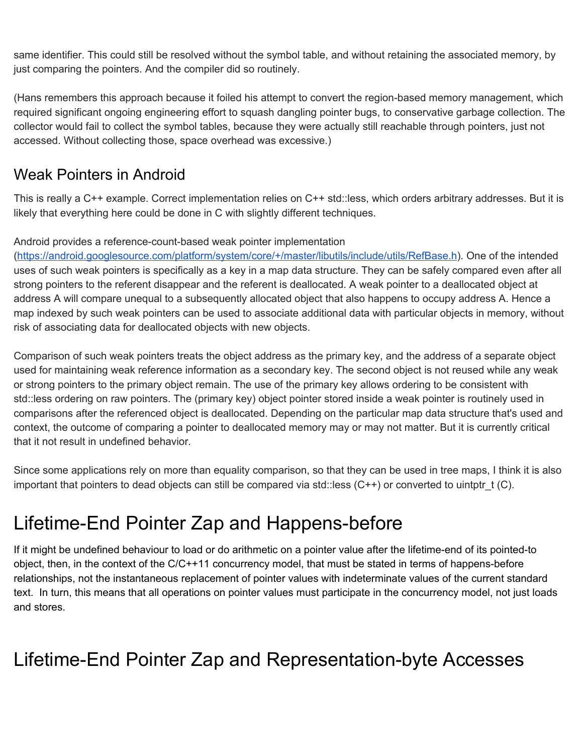same identifier. This could still be resolved without the symbol table, and without retaining the associated memory, by just comparing the pointers. And the compiler did so routinely.

(Hans remembers this approach because it foiled his attempt to convert the region-based memory management, which required significant ongoing engineering effort to squash dangling pointer bugs, to conservative garbage collection. The collector would fail to collect the symbol tables, because they were actually still reachable through pointers, just not accessed. Without collecting those, space overhead was excessive.)

## Weak Pointers in Android

This is really a C++ example. Correct implementation relies on C++ std::less, which orders arbitrary addresses. But it is likely that everything here could be done in C with slightly different techniques.

Android provides a reference-count-based weak pointer implementation ([https://android.googlesource.com/platform/system/core/+/master/libutils/include/utils/RefBase.h](https://android.googlesource.com/platform/system/core/+/master/libutils/include/utils/RefBase.h)). One of the intended uses of such weak pointers is specifically as a key in a map data structure. They can be safely compared even after all strong pointers to the referent disappear and the referent is deallocated. A weak pointer to a deallocated object at address A will compare unequal to a subsequently allocated object that also happens to occupy address A. Hence a map indexed by such weak pointers can be used to associate additional data with particular objects in memory, without risk of associating data for deallocated objects with new objects.

Comparison of such weak pointers treats the object address as the primary key, and the address of a separate object used for maintaining weak reference information as a secondary key. The second object is not reused while any weak or strong pointers to the primary object remain. The use of the primary key allows ordering to be consistent with std::less ordering on raw pointers. The (primary key) object pointer stored inside a weak pointer is routinely used in comparisons after the referenced object is deallocated. Depending on the particular map data structure that's used and context, the outcome of comparing a pointer to deallocated memory may or may not matter. But it is currently critical that it not result in undefined behavior.

Since some applications rely on more than equality comparison, so that they can be used in tree maps, I think it is also important that pointers to dead objects can still be compared via std::less (C++) or converted to uintptr_t (C).

# Lifetime-End Pointer Zap and Happens-before

If it might be undefined behaviour to load or do arithmetic on a pointer value after the lifetime-end of its pointed-to object, then, in the context of the C/C++11 concurrency model, that must be stated in terms of happens-before relationships, not the instantaneous replacement of pointer values with indeterminate values of the current standard text. In turn, this means that all operations on pointer values must participate in the concurrency model, not just loads and stores.

# Lifetime-End Pointer Zap and Representation-byte Accesses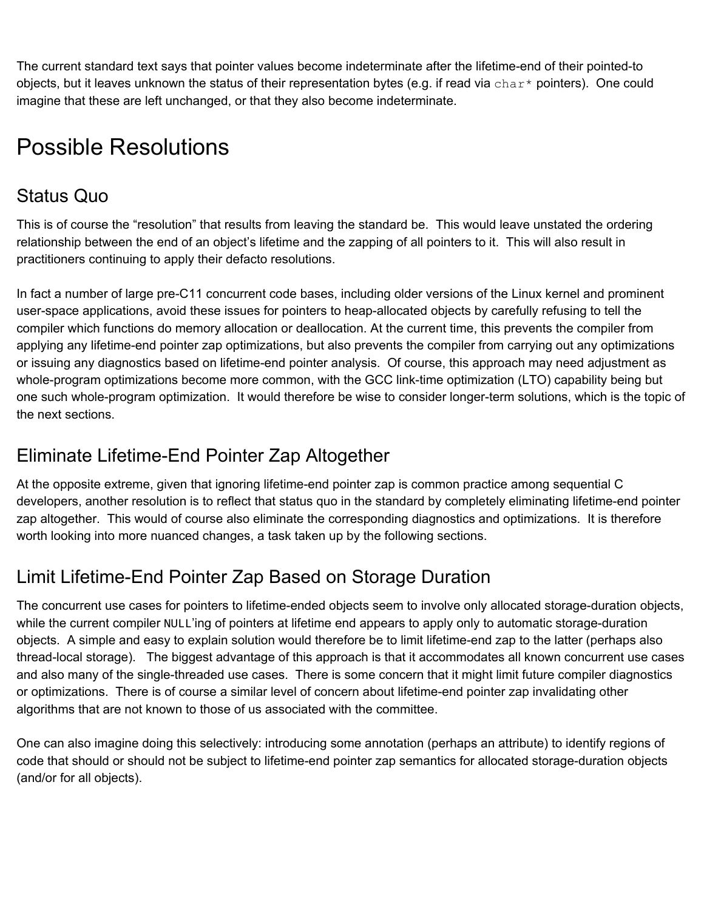The current standard text says that pointer values become indeterminate after the lifetime-end of their pointed-to objects, but it leaves unknown the status of their representation bytes (e.g. if read via `char*` pointers). One could imagine that these are left unchanged, or that they also become indeterminate.

# Possible Resolutions

## Status Quo

This is of course the "resolution" that results from leaving the standard be. This would leave unstated the ordering relationship between the end of an object's lifetime and the zapping of all pointers to it. This will also result in practitioners continuing to apply their defacto resolutions.

In fact a number of large pre-C11 concurrent code bases, including older versions of the Linux kernel and prominent user-space applications, avoid these issues for pointers to heap-allocated objects by carefully refusing to tell the compiler which functions do memory allocation or deallocation. At the current time, this prevents the compiler from applying any lifetime-end pointer zap optimizations, but also prevents the compiler from carrying out any optimizations or issuing any diagnostics based on lifetime-end pointer analysis. Of course, this approach may need adjustment as whole-program optimizations become more common, with the GCC link-time optimization (LTO) capability being but one such whole-program optimization. It would therefore be wise to consider longer-term solutions, which is the topic of the next sections.

## Eliminate Lifetime-End Pointer Zap Altogether

At the opposite extreme, given that ignoring lifetime-end pointer zap is common practice among sequential C developers, another resolution is to reflect that status quo in the standard by completely eliminating lifetime-end pointer zap altogether. This would of course also eliminate the corresponding diagnostics and optimizations. It is therefore worth looking into more nuanced changes, a task taken up by the following sections.

## Limit Lifetime-End Pointer Zap Based on Storage Duration

The concurrent use cases for pointers to lifetime-ended objects seem to involve only allocated storage-duration objects, while the current compiler `NULL`'ing of pointers at lifetime end appears to apply only to automatic storage-duration objects. A simple and easy to explain solution would therefore be to limit lifetime-end zap to the latter (perhaps also thread-local storage). The biggest advantage of this approach is that it accommodates all known concurrent use cases and also many of the single-threaded use cases. There is some concern that it might limit future compiler diagnostics or optimizations. There is of course a similar level of concern about lifetime-end pointer zap invalidating other algorithms that are not known to those of us associated with the committee.

One can also imagine doing this selectively: introducing some annotation (perhaps an attribute) to identify regions of code that should or should not be subject to lifetime-end pointer zap semantics for allocated storage-duration objects (and/or for all objects).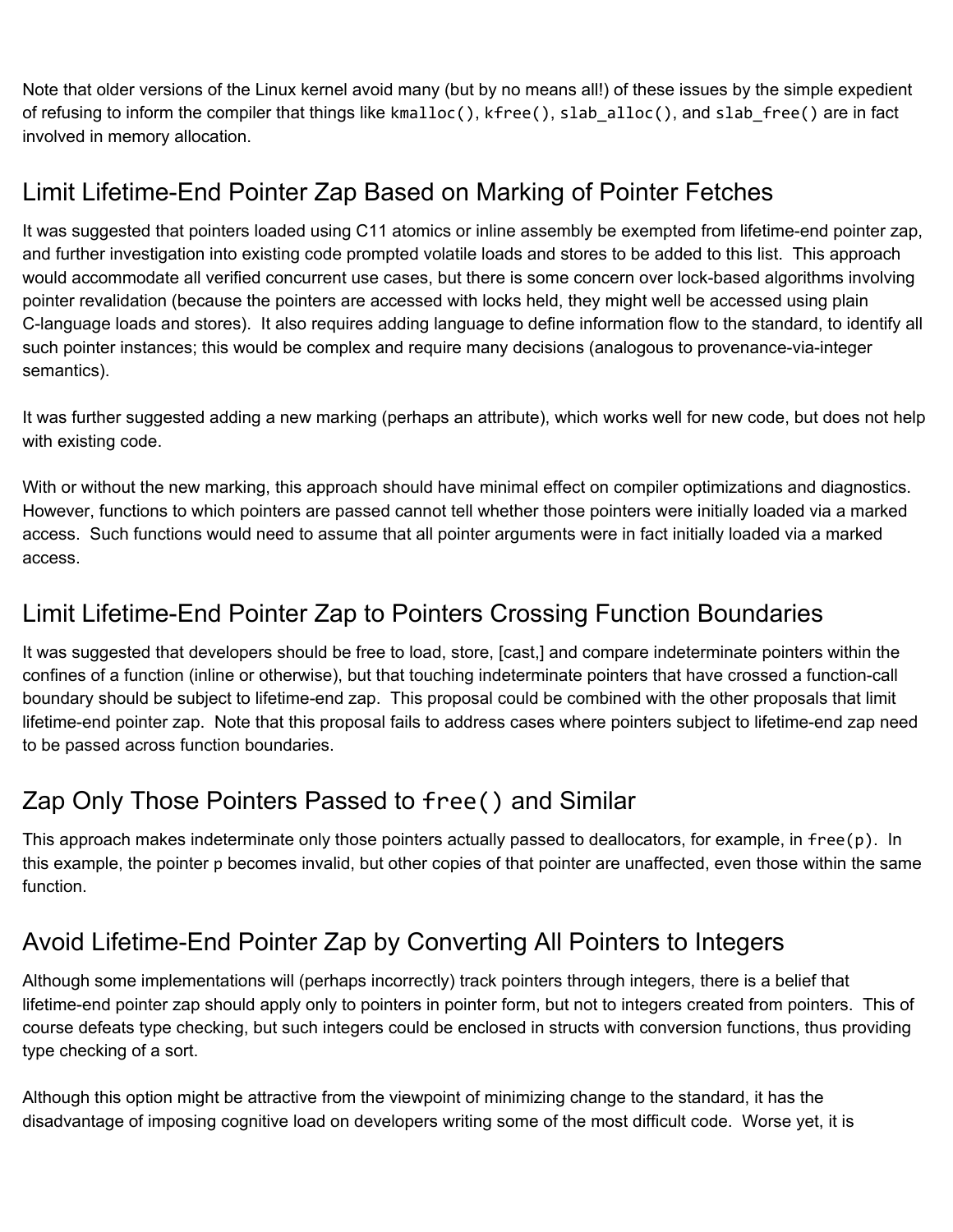Note that older versions of the Linux kernel avoid many (but by no means all!) of these issues by the simple expedient of refusing to inform the compiler that things like `kmalloc()`, `kfree()`, `slab_alloc()`, and `slab_free()` are in fact involved in memory allocation.

## Limit Lifetime-End Pointer Zap Based on Marking of Pointer Fetches

It was suggested that pointers loaded using C11 atomics or inline assembly be exempted from lifetime-end pointer zap, and further investigation into existing code prompted volatile loads and stores to be added to this list. This approach would accommodate all verified concurrent use cases, but there is some concern over lock-based algorithms involving pointer revalidation (because the pointers are accessed with locks held, they might well be accessed using plain C-language loads and stores). It also requires adding language to define information flow to the standard, to identify all such pointer instances; this would be complex and require many decisions (analogous to provenance-via-integer semantics).

It was further suggested adding a new marking (perhaps an attribute), which works well for new code, but does not help with existing code.

With or without the new marking, this approach should have minimal effect on compiler optimizations and diagnostics. However, functions to which pointers are passed cannot tell whether those pointers were initially loaded via a marked access. Such functions would need to assume that all pointer arguments were in fact initially loaded via a marked access.

## Limit Lifetime-End Pointer Zap to Pointers Crossing Function Boundaries

It was suggested that developers should be free to load, store, [cast,] and compare indeterminate pointers within the confines of a function (inline or otherwise), but that touching indeterminate pointers that have crossed a function-call boundary should be subject to lifetime-end zap. This proposal could be combined with the other proposals that limit lifetime-end pointer zap. Note that this proposal fails to address cases where pointers subject to lifetime-end zap need to be passed across function boundaries.

## Zap Only Those Pointers Passed to `free()` and Similar

This approach makes indeterminate only those pointers actually passed to deallocators, for example, in `free(p)`. In this example, the pointer `p` becomes invalid, but other copies of that pointer are unaffected, even those within the same function.

## Avoid Lifetime-End Pointer Zap by Converting All Pointers to Integers

Although some implementations will (perhaps incorrectly) track pointers through integers, there is a belief that lifetime-end pointer zap should apply only to pointers in pointer form, but not to integers created from pointers. This of course defeats type checking, but such integers could be enclosed in structs with conversion functions, thus providing type checking of a sort.

Although this option might be attractive from the viewpoint of minimizing change to the standard, it has the disadvantage of imposing cognitive load on developers writing some of the most difficult code. Worse yet, it is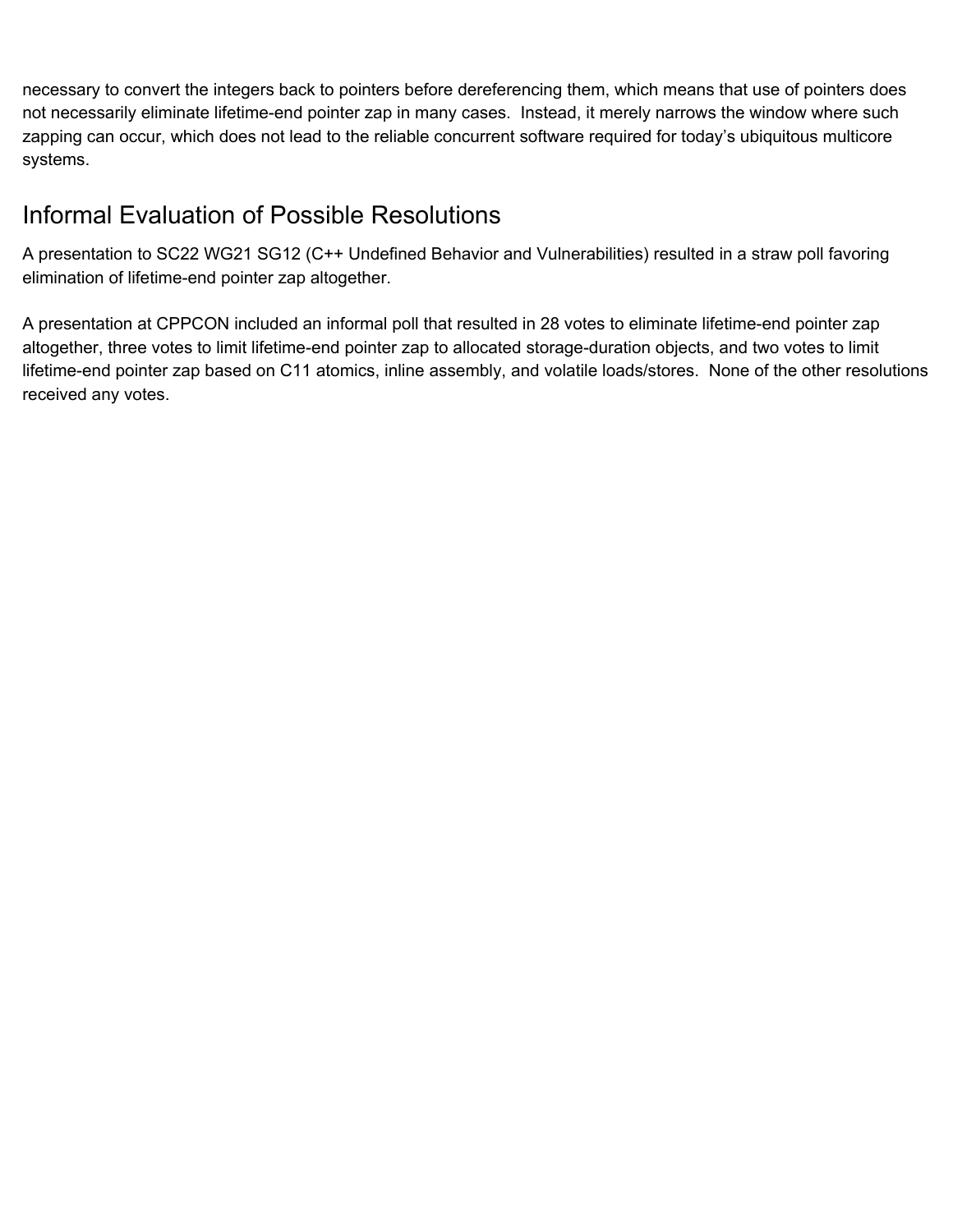necessary to convert the integers back to pointers before dereferencing them, which means that use of pointers does not necessarily eliminate lifetime-end pointer zap in many cases. Instead, it merely narrows the window where such zapping can occur, which does not lead to the reliable concurrent software required for today's ubiquitous multicore systems.

## Informal Evaluation of Possible Resolutions

A presentation to SC22 WG21 SG12 (C++ Undefined Behavior and Vulnerabilities) resulted in a straw poll favoring elimination of lifetime-end pointer zap altogether.

A presentation at CPPCON included an informal poll that resulted in 28 votes to eliminate lifetime-end pointer zap altogether, three votes to limit lifetime-end pointer zap to allocated storage-duration objects, and two votes to limit lifetime-end pointer zap based on C11 atomics, inline assembly, and volatile loads/stores. None of the other resolutions received any votes.